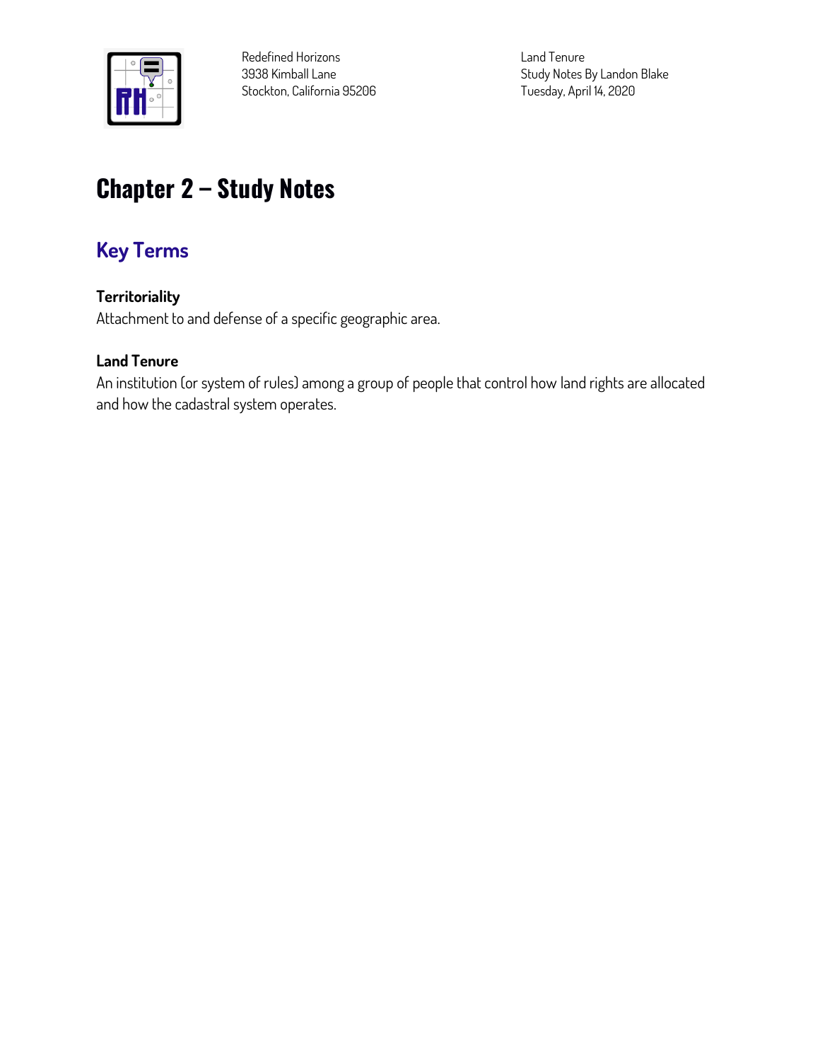Redefined Horizons
3938 Kimball Lane
Stockton, California 95206

Land Tenure
Study Notes By Landon Blake
Tuesday, April 14, 2020

# Chapter 2 – Study Notes

## Key Terms

**Territoriality**

Attachment to and defense of a specific geographic area.

**Land Tenure**

An institution (or system of rules) among a group of people that control how land rights are allocated and how the cadastral system operates.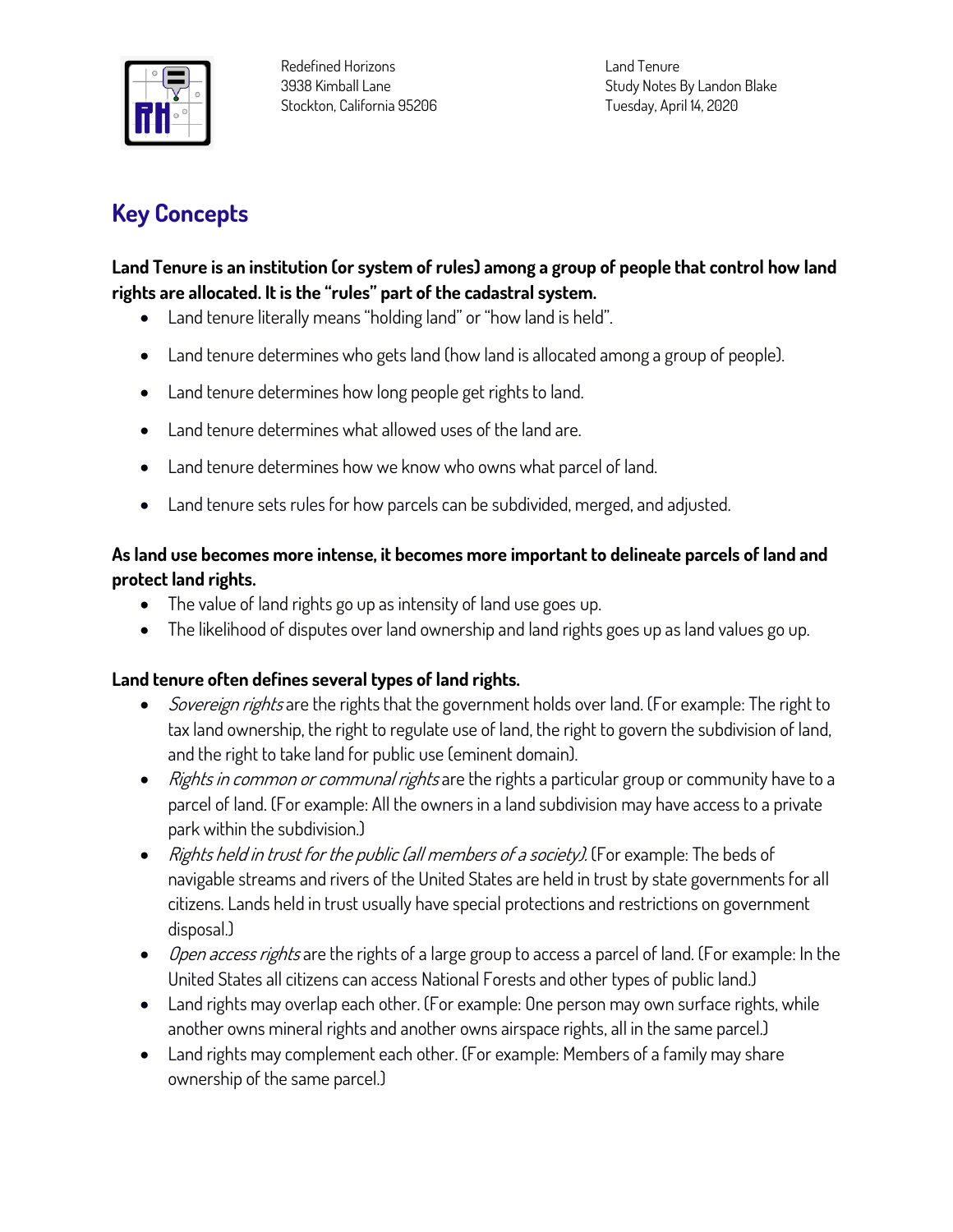Redefined Horizons
3938 Kimball Lane
Stockton, California 95206

Land Tenure
Study Notes By Landon Blake
Tuesday, April 14, 2020

## Key Concepts

**Land Tenure is an institution (or system of rules) among a group of people that control how land rights are allocated. It is the "rules" part of the cadastral system.**

- Land tenure literally means "holding land" or "how land is held".
- Land tenure determines who gets land (how land is allocated among a group of people).
- Land tenure determines how long people get rights to land.
- Land tenure determines what allowed uses of the land are.
- Land tenure determines how we know who owns what parcel of land.
- Land tenure sets rules for how parcels can be subdivided, merged, and adjusted.

**As land use becomes more intense, it becomes more important to delineate parcels of land and protect land rights.**

- The value of land rights go up as intensity of land use goes up.
- The likelihood of disputes over land ownership and land rights goes up as land values go up.

**Land tenure often defines several types of land rights.**

- *Sovereign rights* are the rights that the government holds over land. (For example: The right to tax land ownership, the right to regulate use of land, the right to govern the subdivision of land, and the right to take land for public use (eminent domain).
- *Rights in common or communal rights* are the rights a particular group or community have to a parcel of land. (For example: All the owners in a land subdivision may have access to a private park within the subdivision.)
- *Rights held in trust for the public (all members of a society).* (For example: The beds of navigable streams and rivers of the United States are held in trust by state governments for all citizens. Lands held in trust usually have special protections and restrictions on government disposal.)
- *Open access rights* are the rights of a large group to access a parcel of land. (For example: In the United States all citizens can access National Forests and other types of public land.)
- Land rights may overlap each other. (For example: One person may own surface rights, while another owns mineral rights and another owns airspace rights, all in the same parcel.)
- Land rights may complement each other. (For example: Members of a family may share ownership of the same parcel.)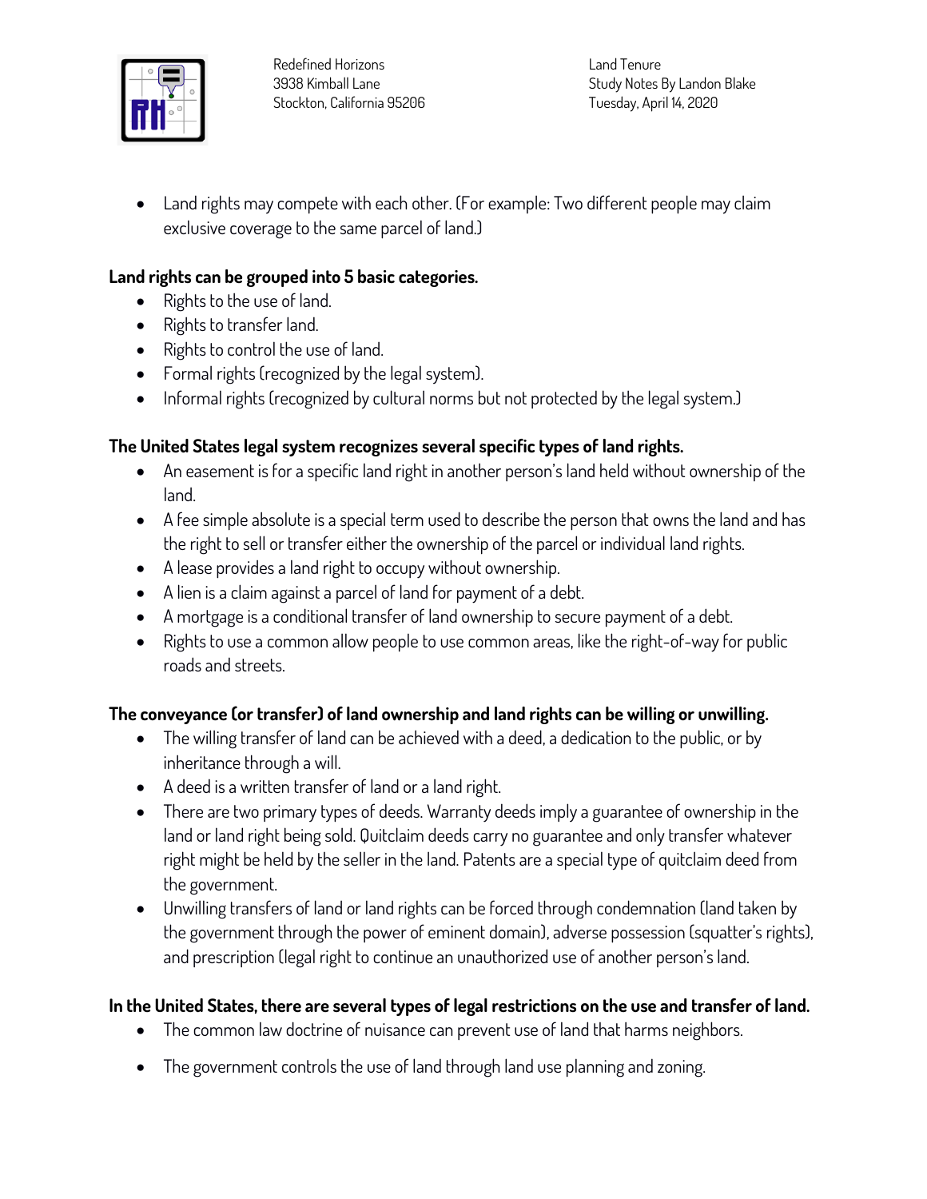- Land rights may compete with each other. (For example: Two different people may claim exclusive coverage to the same parcel of land.)

**Land rights can be grouped into 5 basic categories.**

- Rights to the use of land.
- Rights to transfer land.
- Rights to control the use of land.
- Formal rights (recognized by the legal system).
- Informal rights (recognized by cultural norms but not protected by the legal system.)

**The United States legal system recognizes several specific types of land rights.**

- An easement is for a specific land right in another person's land held without ownership of the land.
- A fee simple absolute is a special term used to describe the person that owns the land and has the right to sell or transfer either the ownership of the parcel or individual land rights.
- A lease provides a land right to occupy without ownership.
- A lien is a claim against a parcel of land for payment of a debt.
- A mortgage is a conditional transfer of land ownership to secure payment of a debt.
- Rights to use a common allow people to use common areas, like the right-of-way for public roads and streets.

**The conveyance (or transfer) of land ownership and land rights can be willing or unwilling.**

- The willing transfer of land can be achieved with a deed, a dedication to the public, or by inheritance through a will.
- A deed is a written transfer of land or a land right.
- There are two primary types of deeds. Warranty deeds imply a guarantee of ownership in the land or land right being sold. Quitclaim deeds carry no guarantee and only transfer whatever right might be held by the seller in the land. Patents are a special type of quitclaim deed from the government.
- Unwilling transfers of land or land rights can be forced through condemnation (land taken by the government through the power of eminent domain), adverse possession (squatter's rights), and prescription (legal right to continue an unauthorized use of another person's land.

**In the United States, there are several types of legal restrictions on the use and transfer of land.**

- The common law doctrine of nuisance can prevent use of land that harms neighbors.
- The government controls the use of land through land use planning and zoning.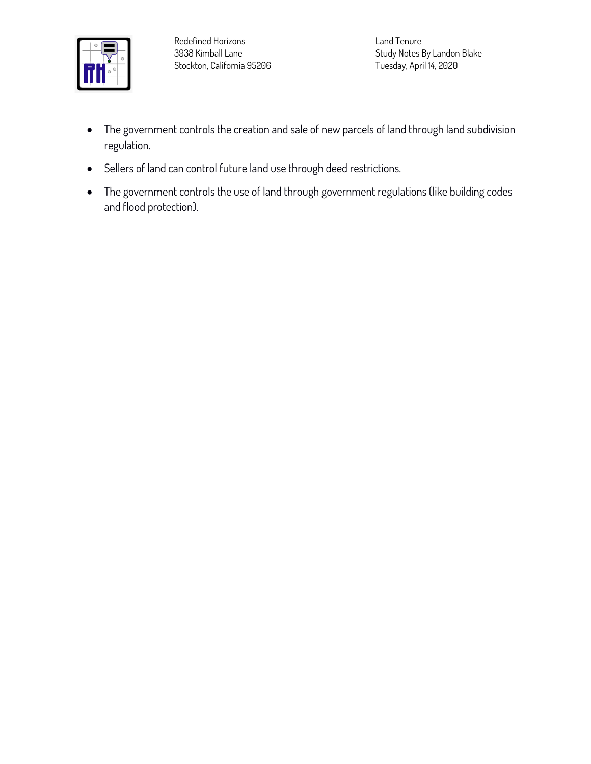- The government controls the creation and sale of new parcels of land through land subdivision regulation.
- Sellers of land can control future land use through deed restrictions.
- The government controls the use of land through government regulations (like building codes and flood protection).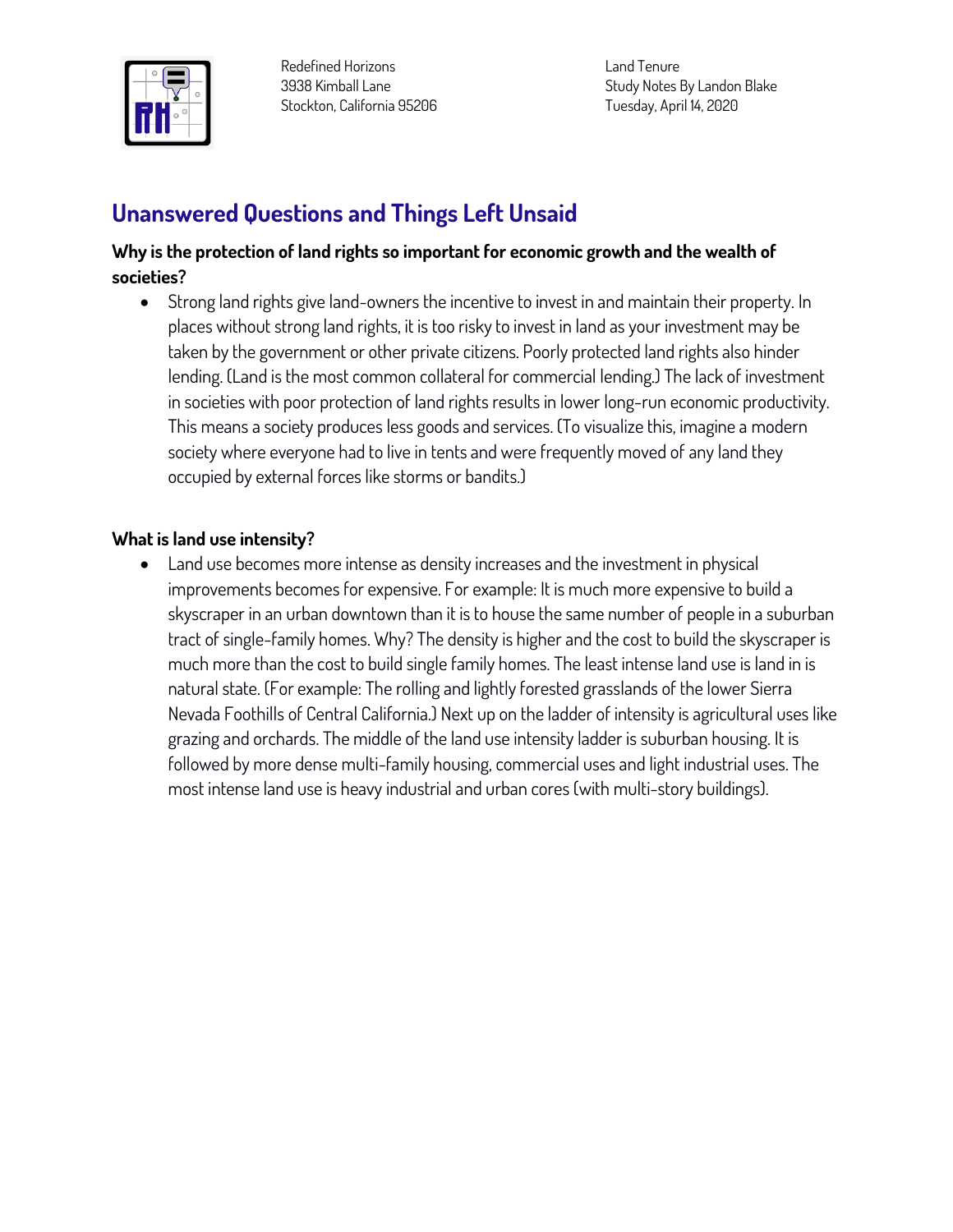Redefined Horizons
3938 Kimball Lane
Stockton, California 95206

Land Tenure
Study Notes By Landon Blake
Tuesday, April 14, 2020

## Unanswered Questions and Things Left Unsaid

**Why is the protection of land rights so important for economic growth and the wealth of societies?**

- Strong land rights give land-owners the incentive to invest in and maintain their property. In places without strong land rights, it is too risky to invest in land as your investment may be taken by the government or other private citizens. Poorly protected land rights also hinder lending. (Land is the most common collateral for commercial lending.) The lack of investment in societies with poor protection of land rights results in lower long-run economic productivity. This means a society produces less goods and services. (To visualize this, imagine a modern society where everyone had to live in tents and were frequently moved of any land they occupied by external forces like storms or bandits.)

**What is land use intensity?**

- Land use becomes more intense as density increases and the investment in physical improvements becomes for expensive. For example: It is much more expensive to build a skyscraper in an urban downtown than it is to house the same number of people in a suburban tract of single-family homes. Why? The density is higher and the cost to build the skyscraper is much more than the cost to build single family homes. The least intense land use is land in is natural state. (For example: The rolling and lightly forested grasslands of the lower Sierra Nevada Foothills of Central California.) Next up on the ladder of intensity is agricultural uses like grazing and orchards. The middle of the land use intensity ladder is suburban housing. It is followed by more dense multi-family housing, commercial uses and light industrial uses. The most intense land use is heavy industrial and urban cores (with multi-story buildings).